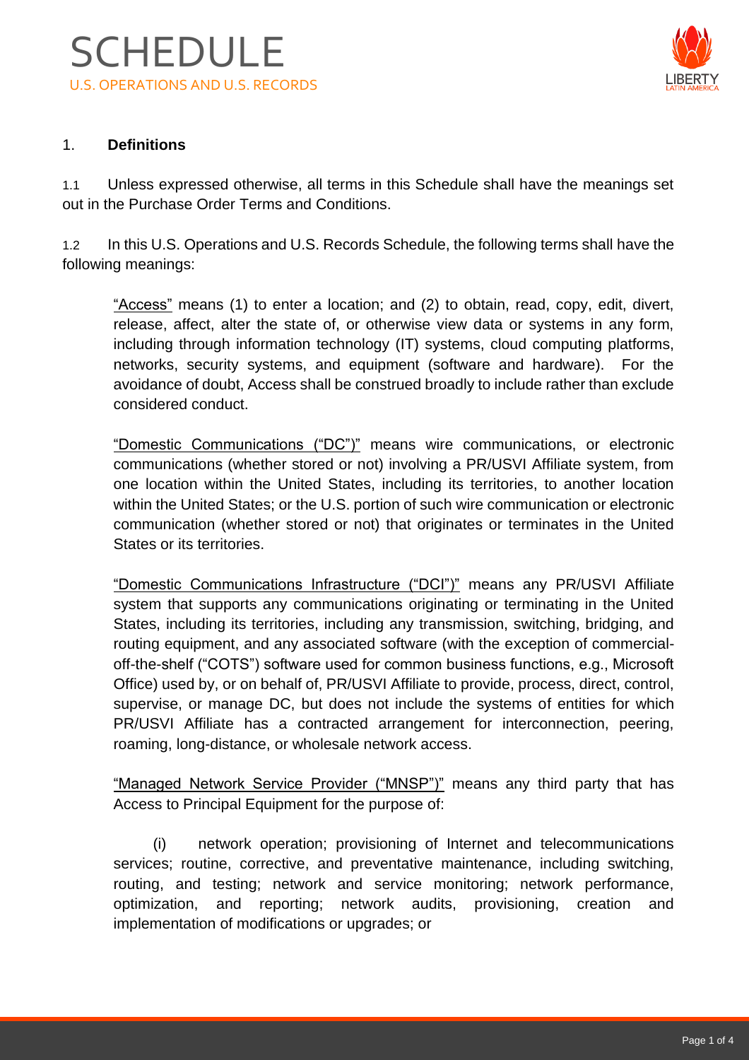# SCHEDULE

## U.S. OPERATIONS AND U.S. RECORDS

1. **Definitions**

1.1 Unless expressed otherwise, all terms in this Schedule shall have the meanings set out in the Purchase Order Terms and Conditions.

1.2 In this U.S. Operations and U.S. Records Schedule, the following terms shall have the following meanings:

"Access" means (1) to enter a location; and (2) to obtain, read, copy, edit, divert, release, affect, alter the state of, or otherwise view data or systems in any form, including through information technology (IT) systems, cloud computing platforms, networks, security systems, and equipment (software and hardware). For the avoidance of doubt, Access shall be construed broadly to include rather than exclude considered conduct.

"Domestic Communications ("DC")" means wire communications, or electronic communications (whether stored or not) involving a PR/USVI Affiliate system, from one location within the United States, including its territories, to another location within the United States; or the U.S. portion of such wire communication or electronic communication (whether stored or not) that originates or terminates in the United States or its territories.

"Domestic Communications Infrastructure ("DCI")" means any PR/USVI Affiliate system that supports any communications originating or terminating in the United States, including its territories, including any transmission, switching, bridging, and routing equipment, and any associated software (with the exception of commercial-off-the-shelf ("COTS") software used for common business functions, e.g., Microsoft Office) used by, or on behalf of, PR/USVI Affiliate to provide, process, direct, control, supervise, or manage DC, but does not include the systems of entities for which PR/USVI Affiliate has a contracted arrangement for interconnection, peering, roaming, long-distance, or wholesale network access.

"Managed Network Service Provider ("MNSP")" means any third party that has Access to Principal Equipment for the purpose of:

(i) network operation; provisioning of Internet and telecommunications services; routine, corrective, and preventative maintenance, including switching, routing, and testing; network and service monitoring; network performance, optimization, and reporting; network audits, provisioning, creation and implementation of modifications or upgrades; or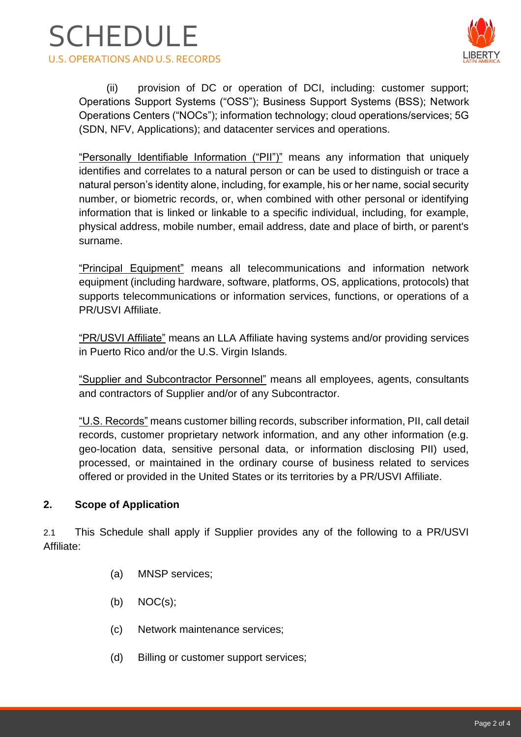(ii) provision of DC or operation of DCI, including: customer support; Operations Support Systems ("OSS"); Business Support Systems (BSS); Network Operations Centers ("NOCs"); information technology; cloud operations/services; 5G (SDN, NFV, Applications); and datacenter services and operations.

"Personally Identifiable Information ("PII")" means any information that uniquely identifies and correlates to a natural person or can be used to distinguish or trace a natural person's identity alone, including, for example, his or her name, social security number, or biometric records, or, when combined with other personal or identifying information that is linked or linkable to a specific individual, including, for example, physical address, mobile number, email address, date and place of birth, or parent's surname.

"Principal Equipment" means all telecommunications and information network equipment (including hardware, software, platforms, OS, applications, protocols) that supports telecommunications or information services, functions, or operations of a PR/USVI Affiliate.

"PR/USVI Affiliate" means an LLA Affiliate having systems and/or providing services in Puerto Rico and/or the U.S. Virgin Islands.

"Supplier and Subcontractor Personnel" means all employees, agents, consultants and contractors of Supplier and/or of any Subcontractor.

"U.S. Records" means customer billing records, subscriber information, PII, call detail records, customer proprietary network information, and any other information (e.g. geo-location data, sensitive personal data, or information disclosing PII) used, processed, or maintained in the ordinary course of business related to services offered or provided in the United States or its territories by a PR/USVI Affiliate.

## 2. Scope of Application

2.1 This Schedule shall apply if Supplier provides any of the following to a PR/USVI Affiliate:

(a) MNSP services;

(b) NOC(s);

(c) Network maintenance services;

(d) Billing or customer support services;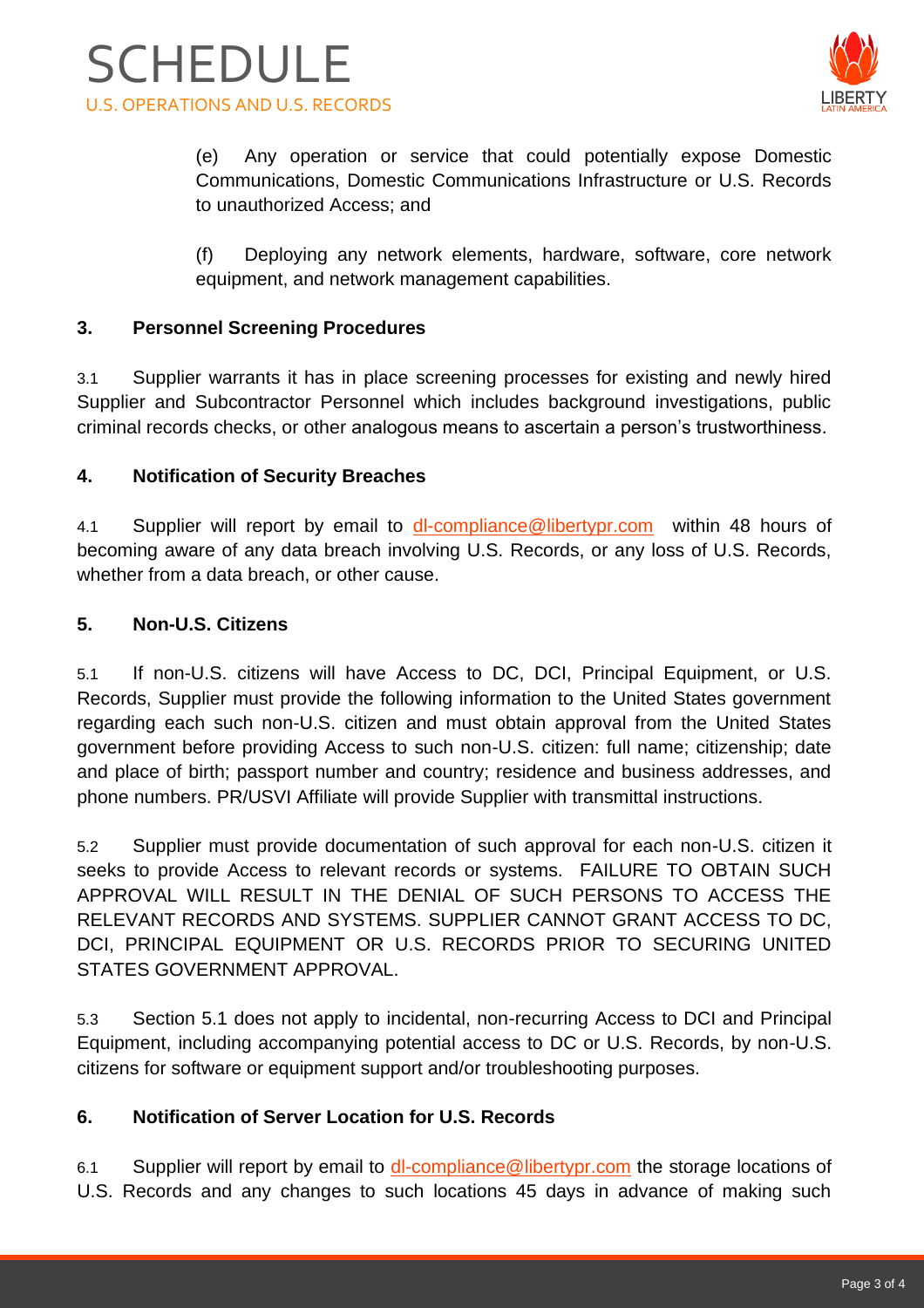(e) Any operation or service that could potentially expose Domestic Communications, Domestic Communications Infrastructure or U.S. Records to unauthorized Access; and

(f) Deploying any network elements, hardware, software, core network equipment, and network management capabilities.

### 3. Personnel Screening Procedures

3.1 Supplier warrants it has in place screening processes for existing and newly hired Supplier and Subcontractor Personnel which includes background investigations, public criminal records checks, or other analogous means to ascertain a person's trustworthiness.

### 4. Notification of Security Breaches

4.1 Supplier will report by email to dl-compliance@libertypr.com within 48 hours of becoming aware of any data breach involving U.S. Records, or any loss of U.S. Records, whether from a data breach, or other cause.

### 5. Non-U.S. Citizens

5.1 If non-U.S. citizens will have Access to DC, DCI, Principal Equipment, or U.S. Records, Supplier must provide the following information to the United States government regarding each such non-U.S. citizen and must obtain approval from the United States government before providing Access to such non-U.S. citizen: full name; citizenship; date and place of birth; passport number and country; residence and business addresses, and phone numbers. PR/USVI Affiliate will provide Supplier with transmittal instructions.

5.2 Supplier must provide documentation of such approval for each non-U.S. citizen it seeks to provide Access to relevant records or systems. FAILURE TO OBTAIN SUCH APPROVAL WILL RESULT IN THE DENIAL OF SUCH PERSONS TO ACCESS THE RELEVANT RECORDS AND SYSTEMS. SUPPLIER CANNOT GRANT ACCESS TO DC, DCI, PRINCIPAL EQUIPMENT OR U.S. RECORDS PRIOR TO SECURING UNITED STATES GOVERNMENT APPROVAL.

5.3 Section 5.1 does not apply to incidental, non-recurring Access to DCI and Principal Equipment, including accompanying potential access to DC or U.S. Records, by non-U.S. citizens for software or equipment support and/or troubleshooting purposes.

### 6. Notification of Server Location for U.S. Records

6.1 Supplier will report by email to dl-compliance@libertypr.com the storage locations of U.S. Records and any changes to such locations 45 days in advance of making such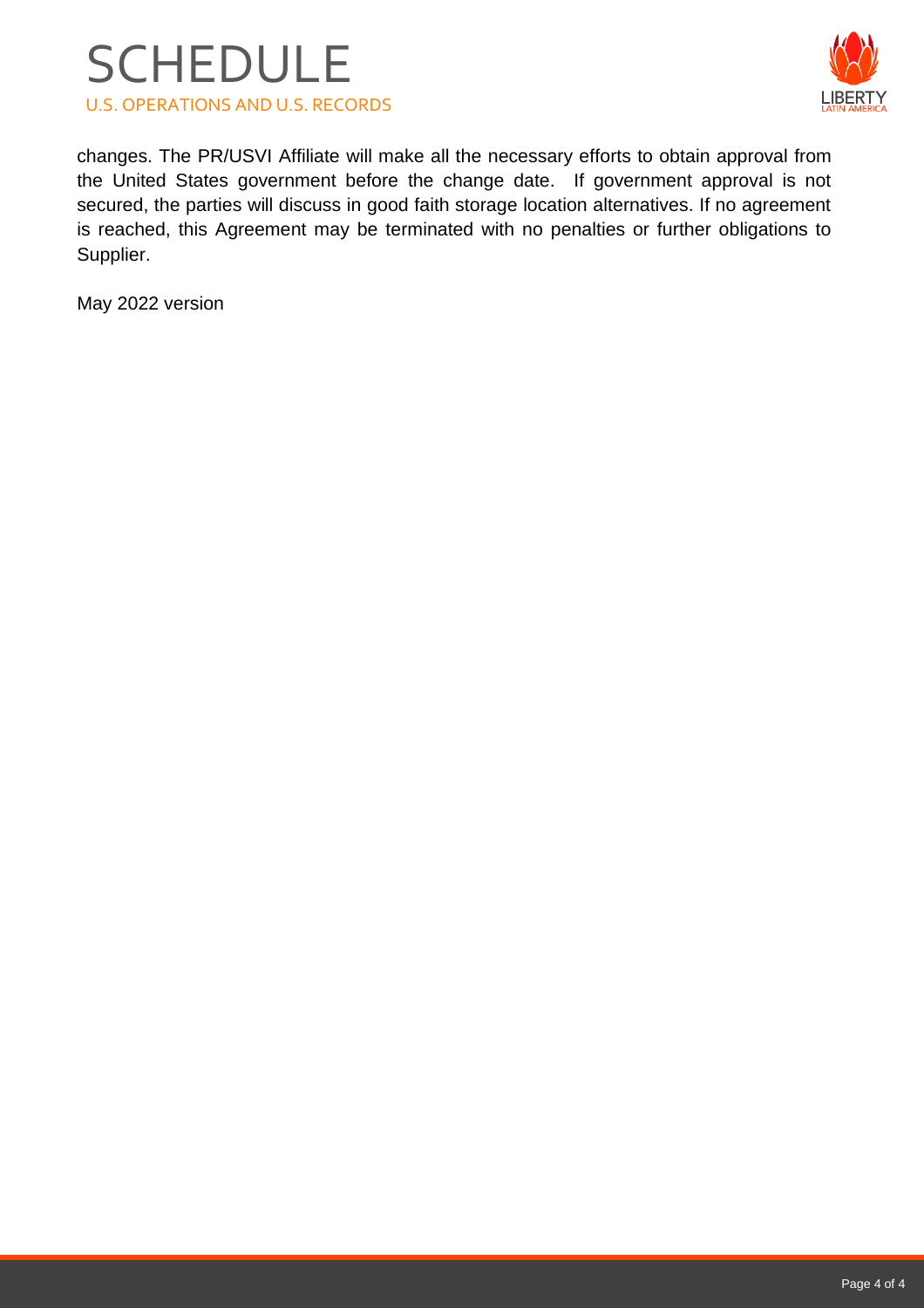changes. The PR/USVI Affiliate will make all the necessary efforts to obtain approval from the United States government before the change date. If government approval is not secured, the parties will discuss in good faith storage location alternatives. If no agreement is reached, this Agreement may be terminated with no penalties or further obligations to Supplier.

May 2022 version